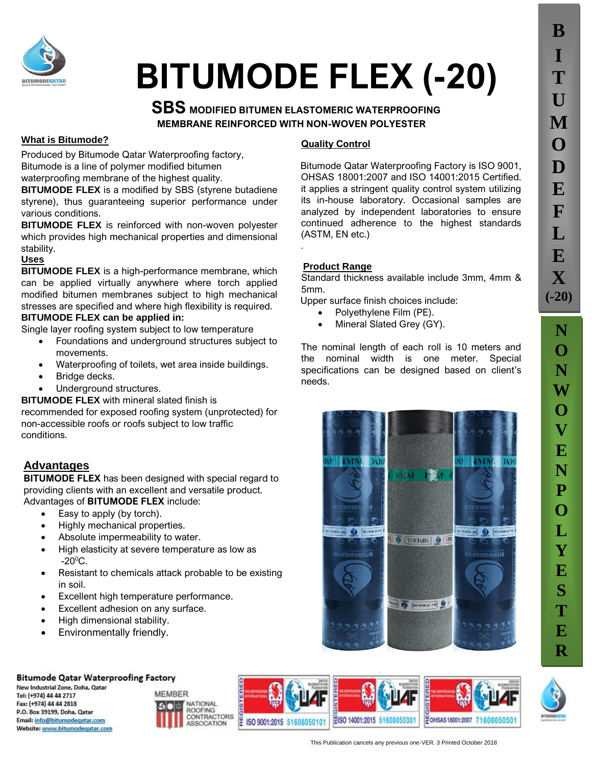# BITUMODE FLEX (-20)

## SBS MODIFIED BITUMEN ELASTOMERIC WATERPROOFING MEMBRANE REINFORCED WITH NON-WOVEN POLYESTER

### What is Bitumode?

Produced by Bitumode Qatar Waterproofing factory, Bitumode is a line of polymer modified bitumen waterproofing membrane of the highest quality.

**BITUMODE FLEX** is a modified by SBS (styrene butadiene styrene), thus guaranteeing superior performance under various conditions.

**BITUMODE FLEX** is reinforced with non-woven polyester which provides high mechanical properties and dimensional stability.

### Uses

**BITUMODE FLEX** is a high-performance membrane, which can be applied virtually anywhere where torch applied modified bitumen membranes subject to high mechanical stresses are specified and where high flexibility is required.

**BITUMODE FLEX can be applied in:**

Single layer roofing system subject to low temperature

- Foundations and underground structures subject to movements.
- Waterproofing of toilets, wet area inside buildings.
- Bridge decks.
- Underground structures.

**BITUMODE FLEX** with mineral slated finish is recommended for exposed roofing system (unprotected) for non-accessible roofs or roofs subject to low traffic conditions.

### Advantages

**BITUMODE FLEX** has been designed with special regard to providing clients with an excellent and versatile product. Advantages of **BITUMODE FLEX** include:

- Easy to apply (by torch).
- Highly mechanical properties.
- Absolute impermeability to water.
- High elasticity at severe temperature as low as -20$^{0}$C.
- Resistant to chemicals attack probable to be existing in soil.
- Excellent high temperature performance.
- Excellent adhesion on any surface.
- High dimensional stability.
- Environmentally friendly.

### Quality Control

Bitumode Qatar Waterproofing Factory is ISO 9001, OHSAS 18001:2007 and ISO 14001:2015 Certified. it applies a stringent quality control system utilizing its in-house laboratory. Occasional samples are analyzed by independent laboratories to ensure continued adherence to the highest standards (ASTM, EN etc.)

### Product Range

Standard thickness available include 3mm, 4mm & 5mm.

Upper surface finish choices include:

- Polyethylene Film (PE).
- Mineral Slated Grey (GY).

The nominal length of each roll is 10 meters and the nominal width is one meter. Special specifications can be designed based on client's needs.

BITUMODE FLEX (-20) NON WOVEN POLYESTER

**Bitumode Qatar Waterproofing Factory**
New Industrial Zone, Doha, Qatar
Tel: (+974) 44 44 2717
Fax: (+974) 44 44 2818
P.O. Box 39199, Doha, Qatar
Email: info@bitumodeqatar.com
Website: www.bitumodeqatar.com

MEMBER NATIONAL ROOFING CONTRACTORS ASSOCIATION

ISO 9001:2015 51608050101 | ISO 14001:2015 51608050301 | OHSAS 18001:2007 71608050501

This Publication cancels any previous one-VER. 3 Printed October 2018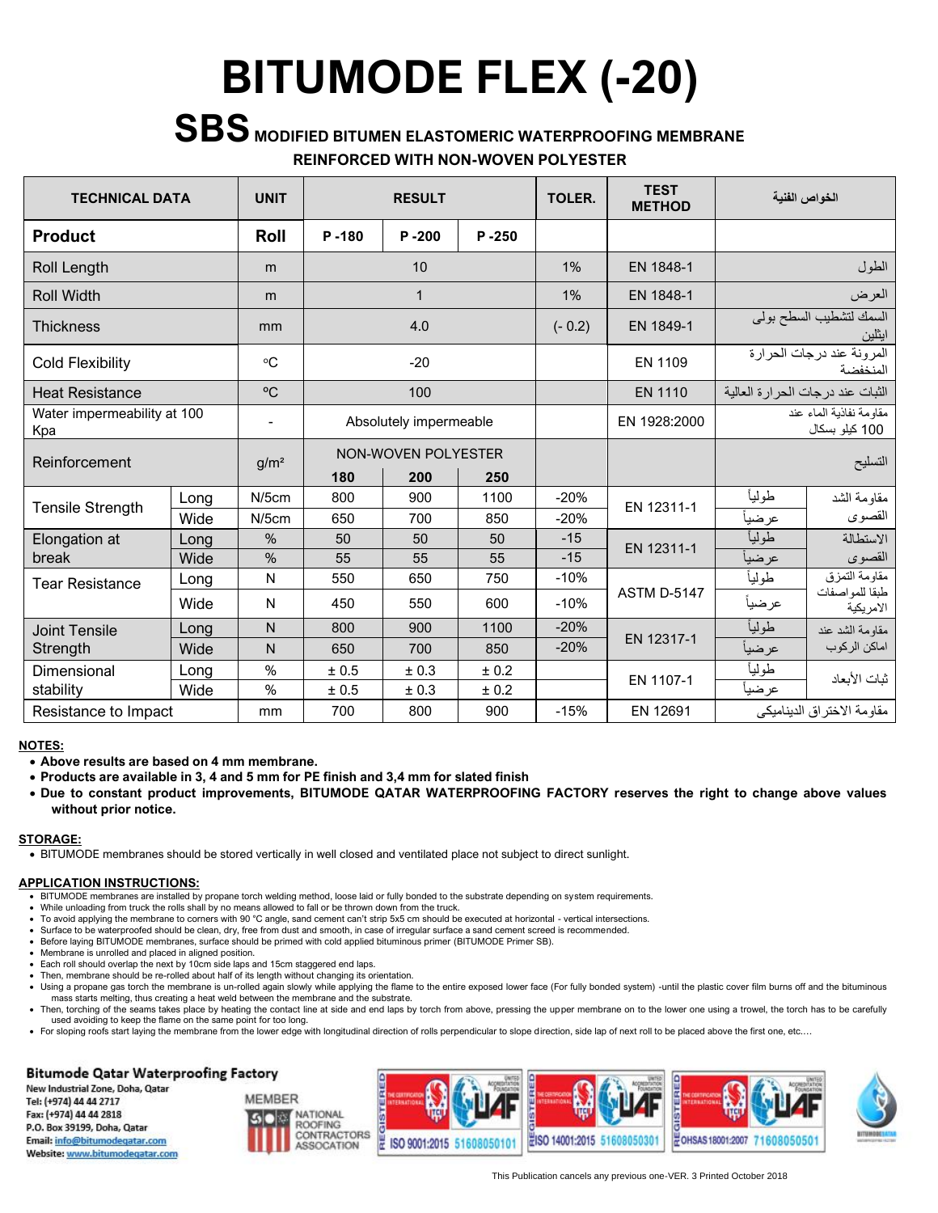# BITUMODE FLEX (-20)

## SBS MODIFIED BITUMEN ELASTOMERIC WATERPROOFING MEMBRANE

### REINFORCED WITH NON-WOVEN POLYESTER

| TECHNICAL DATA | | UNIT | RESULT | | | TOLER. | TEST METHOD | الخواص الفنية | |
|---|---|---|---|---|---|---|---|---|---|
| **Product** | | **Roll** | **P -180** | **P -200** | **P -250** | | | | |
| Roll Length | | m | 10 | | | 1% | EN 1848-1 | الطول | |
| Roll Width | | m | 1 | | | 1% | EN 1848-1 | العرض | |
| Thickness | | mm | 4.0 | | | (- 0.2) | EN 1849-1 | السمك لتشطيب السطح بولى ايثلين | |
| Cold Flexibility | | °C | -20 | | | | EN 1109 | المرونة عند درجات الحرارة المنخفضة | |
| Heat Resistance | | °C | 100 | | | | EN 1110 | الثبات عند درجات الحرارة العالية | |
| Water impermeability at 100 Kpa | | - | Absolutely impermeable | | | | EN 1928:2000 | مقاومة نفاذية الماء عند 100 كيلو بسكال | |
| Reinforcement | | g/m² | NON-WOVEN POLYESTER | | | | | التسليح | |
| | | | **180** | **200** | **250** | | | | |
| Tensile Strength | Long | N/5cm | 800 | 900 | 1100 | -20% | EN 12311-1 | طولياً | مقاومة الشد القصوى |
| | Wide | N/5cm | 650 | 700 | 850 | -20% | | عرضياً | |
| Elongation at break | Long | % | 50 | 50 | 50 | -15 | EN 12311-1 | طولياً | الاستطالة القصوى |
| | Wide | % | 55 | 55 | 55 | -15 | | عرضياً | |
| Tear Resistance | Long | N | 550 | 650 | 750 | -10% | ASTM D-5147 | طولياً | مقاومة التمزق طبقا للمواصفات الامريكية |
| | Wide | N | 450 | 550 | 600 | -10% | | عرضياً | |
| Joint Tensile Strength | Long | N | 800 | 900 | 1100 | -20% | EN 12317-1 | طولياً | مقاومة الشد عند اماكن الركوب |
| | Wide | N | 650 | 700 | 850 | -20% | | عرضياً | |
| Dimensional stability | Long | % | ± 0.5 | ± 0.3 | ± 0.2 | | EN 1107-1 | طولياً | ثبات الأبعاد |
| | Wide | % | ± 0.5 | ± 0.3 | ± 0.2 | | | عرضياً | |
| Resistance to Impact | | mm | 700 | 800 | 900 | -15% | EN 12691 | مقاومة الاختراق الديناميكى | |

**NOTES:**

- **Above results are based on 4 mm membrane.**
- **Products are available in 3, 4 and 5 mm for PE finish and 3,4 mm for slated finish**
- **Due to constant product improvements, BITUMODE QATAR WATERPROOFING FACTORY reserves the right to change above values without prior notice.**

**STORAGE:**

- BITUMODE membranes should be stored vertically in well closed and ventilated place not subject to direct sunlight.

**APPLICATION INSTRUCTIONS:**

- BITUMODE membranes are installed by propane torch welding method, loose laid or fully bonded to the substrate depending on system requirements.
- While unloading from truck the rolls shall by no means allowed to fall or be thrown down from the truck.
- To avoid applying the membrane to corners with 90 °C angle, sand cement can't strip 5x5 cm should be executed at horizontal - vertical intersections.
- Surface to be waterproofed should be clean, dry, free from dust and smooth, in case of irregular surface a sand cement screed is recommended.
- Before laying BITUMODE membranes, surface should be primed with cold applied bituminous primer (BITUMODE Primer SB).
- Membrane is unrolled and placed in aligned position.
- Each roll should overlap the next by 10cm side laps and 15cm staggered end laps.
- Then, membrane should be re-rolled about half of its length without changing its orientation.
- Using a propane gas torch the membrane is un-rolled again slowly while applying the flame to the entire exposed lower face (For fully bonded system) -until the plastic cover film burns off and the bituminous mass starts melting, thus creating a heat weld between the membrane and the substrate.
- Then, torching of the seams takes place by heating the contact line at side and end laps by torch from above, pressing the upper membrane on to the lower one using a trowel, the torch has to be carefully used avoiding to keep the flame on the same point for too long.
- For sloping roofs start laying the membrane from the lower edge with longitudinal direction of rolls perpendicular to slope direction, side lap of next roll to be placed above the first one, etc.…

**Bitumode Qatar Waterproofing Factory**
New Industrial Zone, Doha, Qatar
Tel: (+974) 44 44 2717
Fax: (+974) 44 44 2818
P.O. Box 39199, Doha, Qatar
Email: info@bitumodeqatar.com
Website: www.bitumodeqatar.com

MEMBER
NATIONAL ROOFING CONTRACTORS ASSOCIATION

ISO 9001:2015 51608050101
ISO 14001:2015 51608050301
OHSAS 18001:2007 71608050501

This Publication cancels any previous one-VER. 3 Printed October 2018